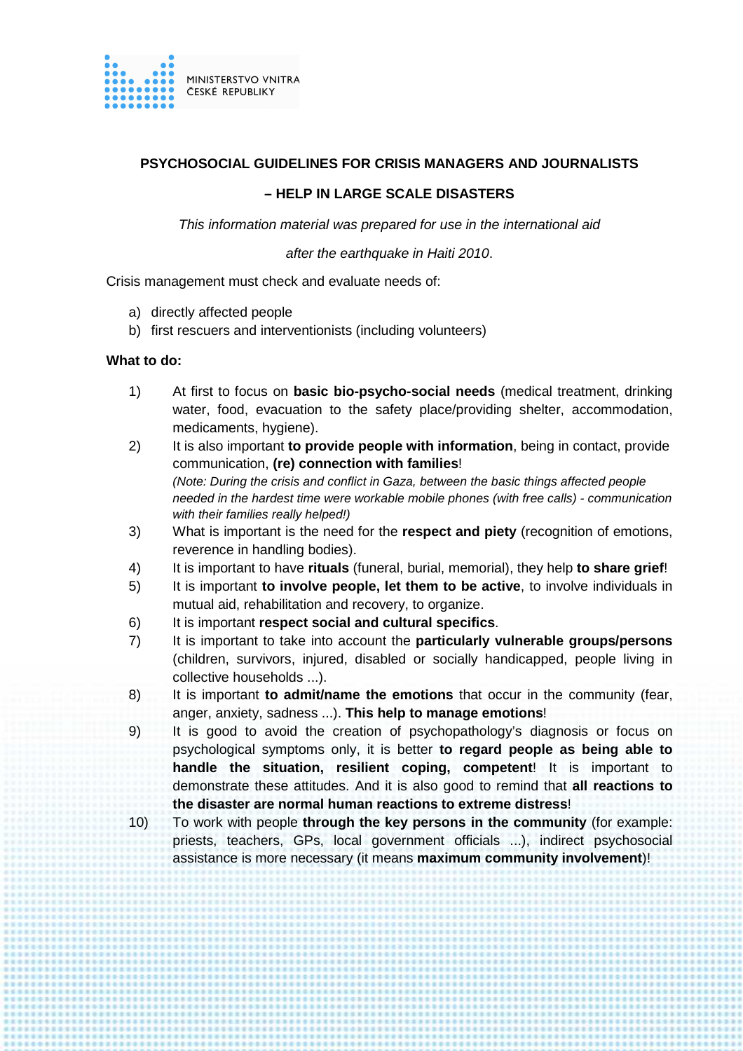MINISTERSTVO VNITRA
ČESKÉ REPUBLIKY

# PSYCHOSOCIAL GUIDELINES FOR CRISIS MANAGERS AND JOURNALISTS

## – HELP IN LARGE SCALE DISASTERS

*This information material was prepared for use in the international aid*

*after the earthquake in Haiti 2010*.

Crisis management must check and evaluate needs of:

a) directly affected people
b) first rescuers and interventionists (including volunteers)

**What to do:**

1) At first to focus on **basic bio-psycho-social needs** (medical treatment, drinking water, food, evacuation to the safety place/providing shelter, accommodation, medicaments, hygiene).
2) It is also important **to provide people with information**, being in contact, provide communication, **(re) connection with families**!
   *(Note: During the crisis and conflict in Gaza, between the basic things affected people needed in the hardest time were workable mobile phones (with free calls) - communication with their families really helped!)*
3) What is important is the need for the **respect and piety** (recognition of emotions, reverence in handling bodies).
4) It is important to have **rituals** (funeral, burial, memorial), they help **to share grief**!
5) It is important **to involve people, let them to be active**, to involve individuals in mutual aid, rehabilitation and recovery, to organize.
6) It is important **respect social and cultural specifics**.
7) It is important to take into account the **particularly vulnerable groups/persons** (children, survivors, injured, disabled or socially handicapped, people living in collective households ...).
8) It is important **to admit/name the emotions** that occur in the community (fear, anger, anxiety, sadness ...). **This help to manage emotions**!
9) It is good to avoid the creation of psychopathology's diagnosis or focus on psychological symptoms only, it is better **to regard people as being able to handle the situation, resilient coping, competent**! It is important to demonstrate these attitudes. And it is also good to remind that **all reactions to the disaster are normal human reactions to extreme distress**!
10) To work with people **through the key persons in the community** (for example: priests, teachers, GPs, local government officials ...), indirect psychosocial assistance is more necessary (it means **maximum community involvement**)!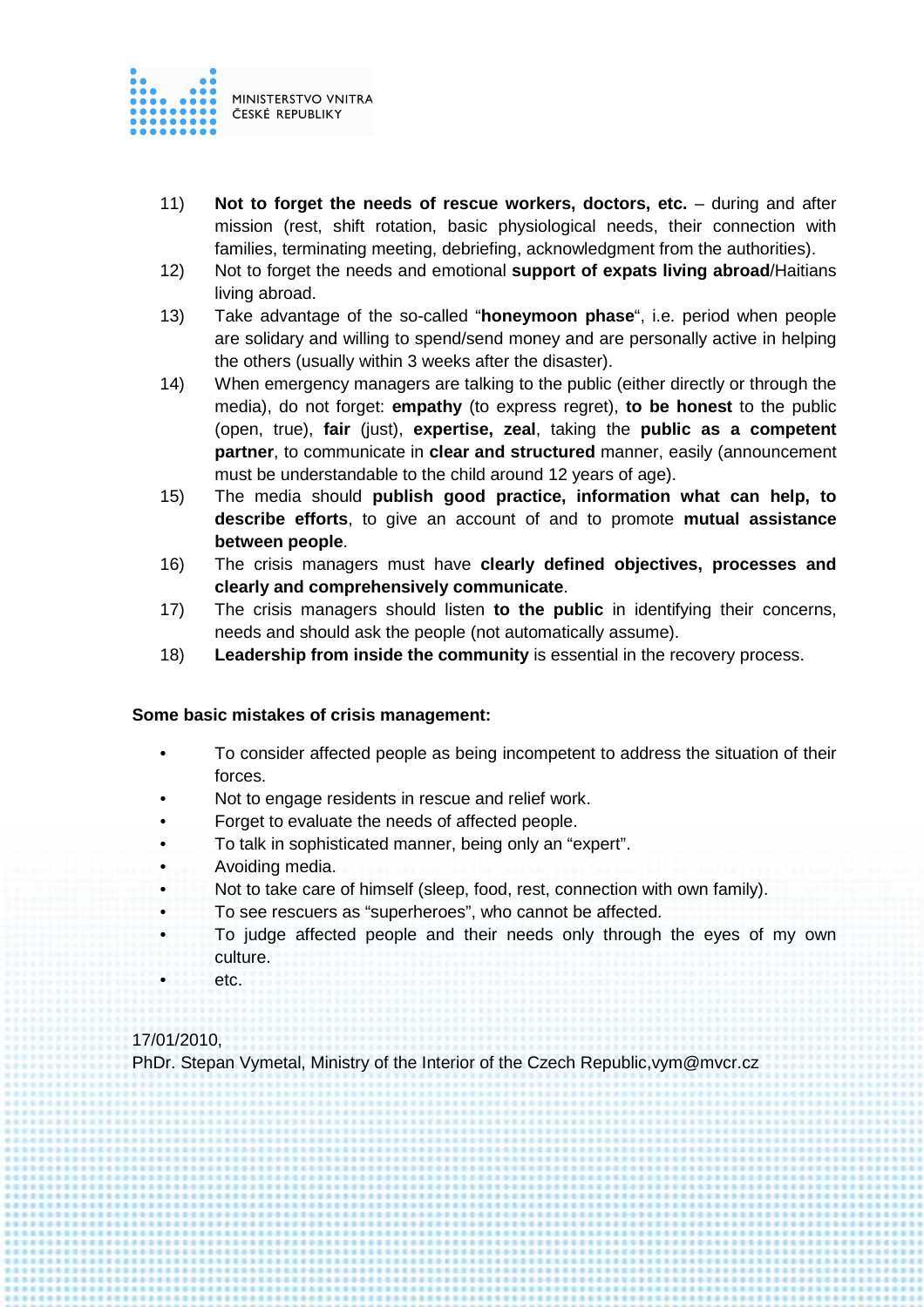11) **Not to forget the needs of rescue workers, doctors, etc.** – during and after mission (rest, shift rotation, basic physiological needs, their connection with families, terminating meeting, debriefing, acknowledgment from the authorities).
12) Not to forget the needs and emotional **support of expats living abroad**/Haitians living abroad.
13) Take advantage of the so-called "**honeymoon phase**", i.e. period when people are solidary and willing to spend/send money and are personally active in helping the others (usually within 3 weeks after the disaster).
14) When emergency managers are talking to the public (either directly or through the media), do not forget: **empathy** (to express regret), **to be honest** to the public (open, true), **fair** (just), **expertise, zeal**, taking the **public as a competent partner**, to communicate in **clear and structured** manner, easily (announcement must be understandable to the child around 12 years of age).
15) The media should **publish good practice, information what can help, to describe efforts**, to give an account of and to promote **mutual assistance between people**.
16) The crisis managers must have **clearly defined objectives, processes and clearly and comprehensively communicate**.
17) The crisis managers should listen **to the public** in identifying their concerns, needs and should ask the people (not automatically assume).
18) **Leadership from inside the community** is essential in the recovery process.

**Some basic mistakes of crisis management:**

- To consider affected people as being incompetent to address the situation of their forces.
- Not to engage residents in rescue and relief work.
- Forget to evaluate the needs of affected people.
- To talk in sophisticated manner, being only an "expert".
- Avoiding media.
- Not to take care of himself (sleep, food, rest, connection with own family).
- To see rescuers as "superheroes", who cannot be affected.
- To judge affected people and their needs only through the eyes of my own culture.
- etc.

17/01/2010,
PhDr. Stepan Vymetal, Ministry of the Interior of the Czech Republic,vym@mvcr.cz